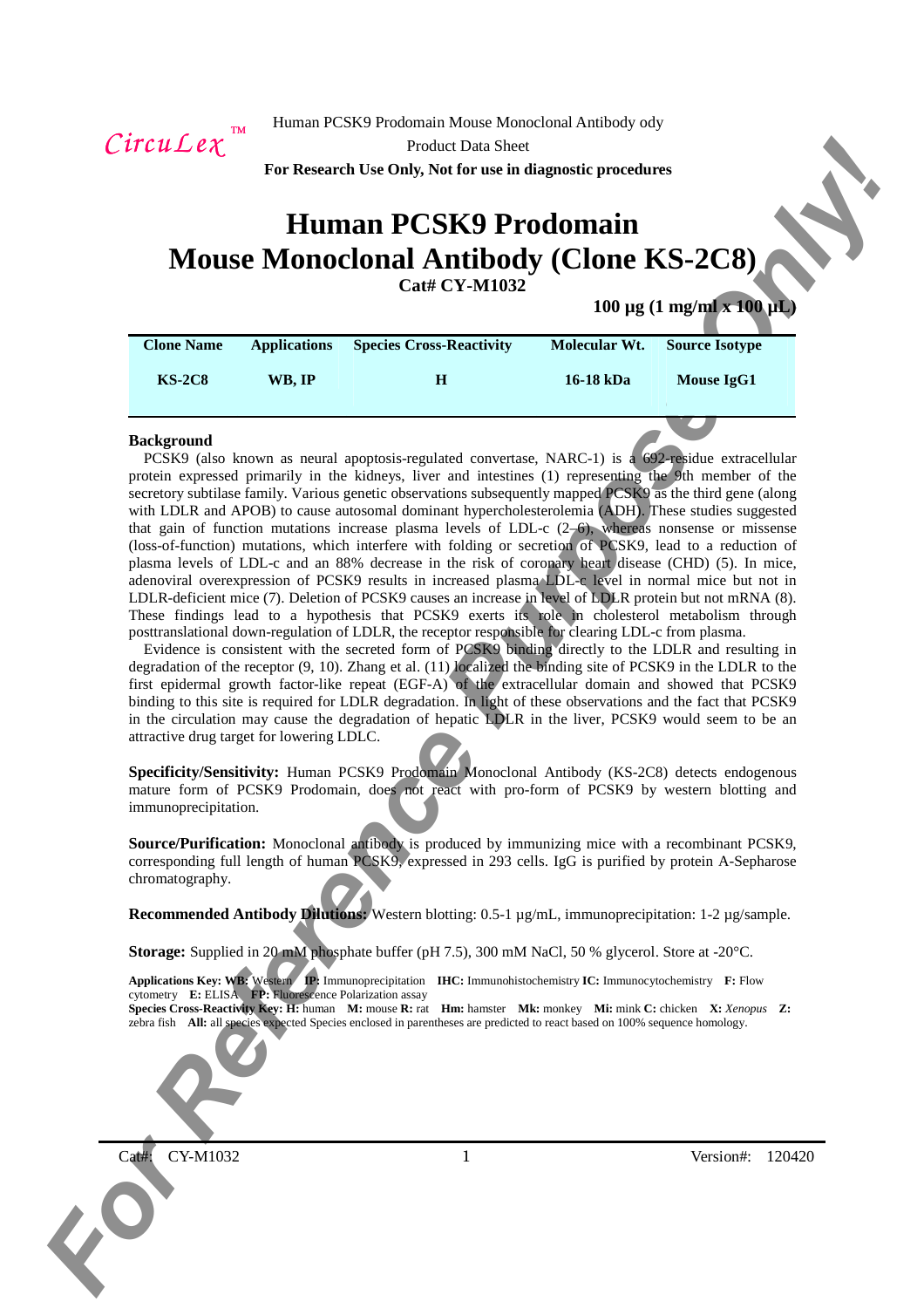# Human PCSK9 Prodomain Mouse Monoclonal Antibody (Clone KS-2C8)

**Cat# CY-M1032**

**100 µg (1 mg/ml x 100 µL)**

| Clone Name | Applications | Species Cross-Reactivity | Molecular Wt. | Source Isotype |
|---|---|---|---|---|
| KS-2C8 | WB, IP | H | 16-18 kDa | Mouse IgG1 |

## Background

PCSK9 (also known as neural apoptosis-regulated convertase, NARC-1) is a 692-residue extracellular protein expressed primarily in the kidneys, liver and intestines (1) representing the 9th member of the secretory subtilase family. Various genetic observations subsequently mapped PCSK9 as the third gene (along with LDLR and APOB) to cause autosomal dominant hypercholesterolemia (ADH). These studies suggested that gain of function mutations increase plasma levels of LDL-c (2–6), whereas nonsense or missense (loss-of-function) mutations, which interfere with folding or secretion of PCSK9, lead to a reduction of plasma levels of LDL-c and an 88% decrease in the risk of coronary heart disease (CHD) (5). In mice, adenoviral overexpression of PCSK9 results in increased plasma LDL-c level in normal mice but not in LDLR-deficient mice (7). Deletion of PCSK9 causes an increase in level of LDLR protein but not mRNA (8). These findings lead to a hypothesis that PCSK9 exerts its role in cholesterol metabolism through posttranslational down-regulation of LDLR, the receptor responsible for clearing LDL-c from plasma.

Evidence is consistent with the secreted form of PCSK9 binding directly to the LDLR and resulting in degradation of the receptor (9, 10). Zhang et al. (11) localized the binding site of PCSK9 in the LDLR to the first epidermal growth factor-like repeat (EGF-A) of the extracellular domain and showed that PCSK9 binding to this site is required for LDLR degradation. In light of these observations and the fact that PCSK9 in the circulation may cause the degradation of hepatic LDLR in the liver, PCSK9 would seem to be an attractive drug target for lowering LDLC.

**Specificity/Sensitivity:** Human PCSK9 Prodomain Monoclonal Antibody (KS-2C8) detects endogenous mature form of PCSK9 Prodomain, does not react with pro-form of PCSK9 by western blotting and immunoprecipitation.

**Source/Purification:** Monoclonal antibody is produced by immunizing mice with a recombinant PCSK9, corresponding full length of human PCSK9, expressed in 293 cells. IgG is purified by protein A-Sepharose chromatography.

**Recommended Antibody Dilutions:** Western blotting: 0.5-1 µg/mL, immunoprecipitation: 1-2 µg/sample.

**Storage:** Supplied in 20 mM phosphate buffer (pH 7.5), 300 mM NaCl, 50 % glycerol. Store at -20°C.

**Applications Key: WB:** Western **IP:** Immunoprecipitation **IHC:** Immunohistochemistry **IC:** Immunocytochemistry **F:** Flow cytometry **E:** ELISA **FP:** Fluorescence Polarization assay
**Species Cross-Reactivity Key: H:** human **M:** mouse **R:** rat **Hm:** hamster **Mk:** monkey **Mi:** mink **C:** chicken **X:** *Xenopus* **Z:** zebra fish **All:** all species expected Species enclosed in parentheses are predicted to react based on 100% sequence homology.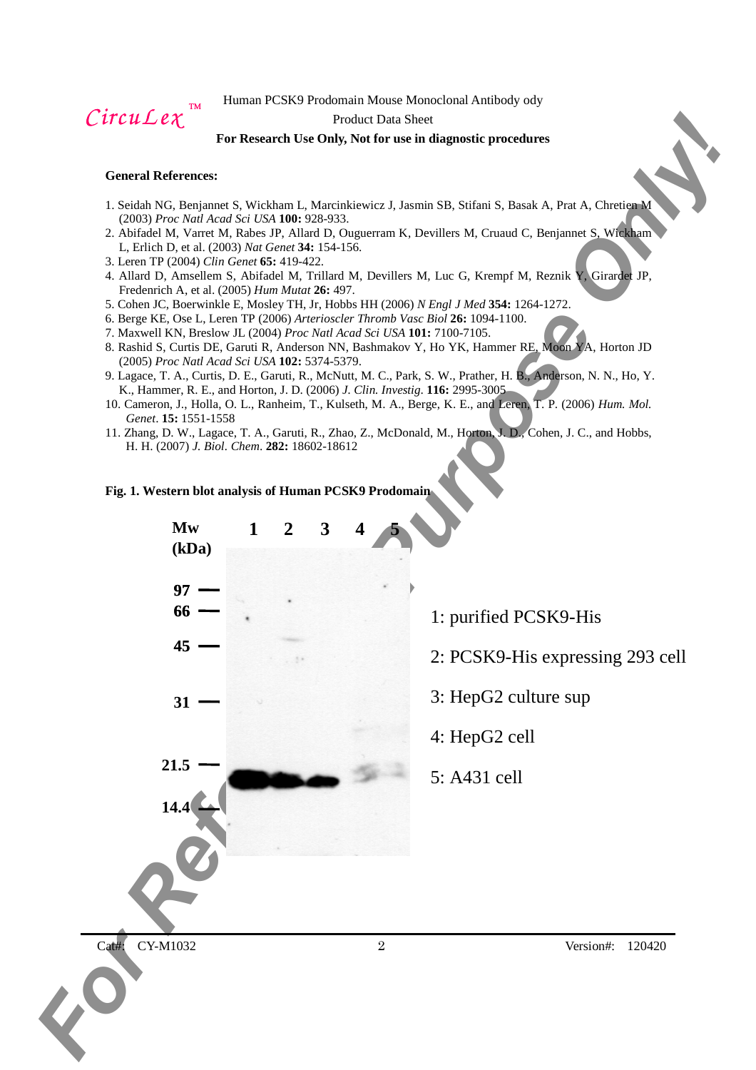**General References:**

1. Seidah NG, Benjannet S, Wickham L, Marcinkiewicz J, Jasmin SB, Stifani S, Basak A, Prat A, Chretien M (2003) *Proc Natl Acad Sci USA* **100:** 928-933.
2. Abifadel M, Varret M, Rabes JP, Allard D, Ouguerram K, Devillers M, Cruaud C, Benjannet S, Wickham L, Erlich D, et al. (2003) *Nat Genet* **34:** 154-156.
3. Leren TP (2004) *Clin Genet* **65:** 419-422.
4. Allard D, Amsellem S, Abifadel M, Trillard M, Devillers M, Luc G, Krempf M, Reznik Y, Girardet JP, Fredenrich A, et al. (2005) *Hum Mutat* **26:** 497.
5. Cohen JC, Boerwinkle E, Mosley TH, Jr, Hobbs HH (2006) *N Engl J Med* **354:** 1264-1272.
6. Berge KE, Ose L, Leren TP (2006) *Arterioscler Thromb Vasc Biol* **26:** 1094-1100.
7. Maxwell KN, Breslow JL (2004) *Proc Natl Acad Sci USA* **101:** 7100-7105.
8. Rashid S, Curtis DE, Garuti R, Anderson NN, Bashmakov Y, Ho YK, Hammer RE, Moon YA, Horton JD (2005) *Proc Natl Acad Sci USA* **102:** 5374-5379.
9. Lagace, T. A., Curtis, D. E., Garuti, R., McNutt, M. C., Park, S. W., Prather, H. B., Anderson, N. N., Ho, Y. K., Hammer, R. E., and Horton, J. D. (2006) *J. Clin. Investig*. **116:** 2995-3005
10. Cameron, J., Holla, O. L., Ranheim, T., Kulseth, M. A., Berge, K. E., and Leren, T. P. (2006) *Hum. Mol. Genet*. **15:** 1551-1558
11. Zhang, D. W., Lagace, T. A., Garuti, R., Zhao, Z., McDonald, M., Horton, J. D., Cohen, J. C., and Hobbs, H. H. (2007) *J. Biol. Chem*. **282:** 18602-18612

**Fig. 1. Western blot analysis of Human PCSK9 Prodomain**

Mw (kDa): 97, 66, 45, 31, 21.5, 14.4

Lanes: 1 2 3 4 5

1: purified PCSK9-His

2: PCSK9-His expressing 293 cell

3: HepG2 culture sup

4: HepG2 cell

5: A431 cell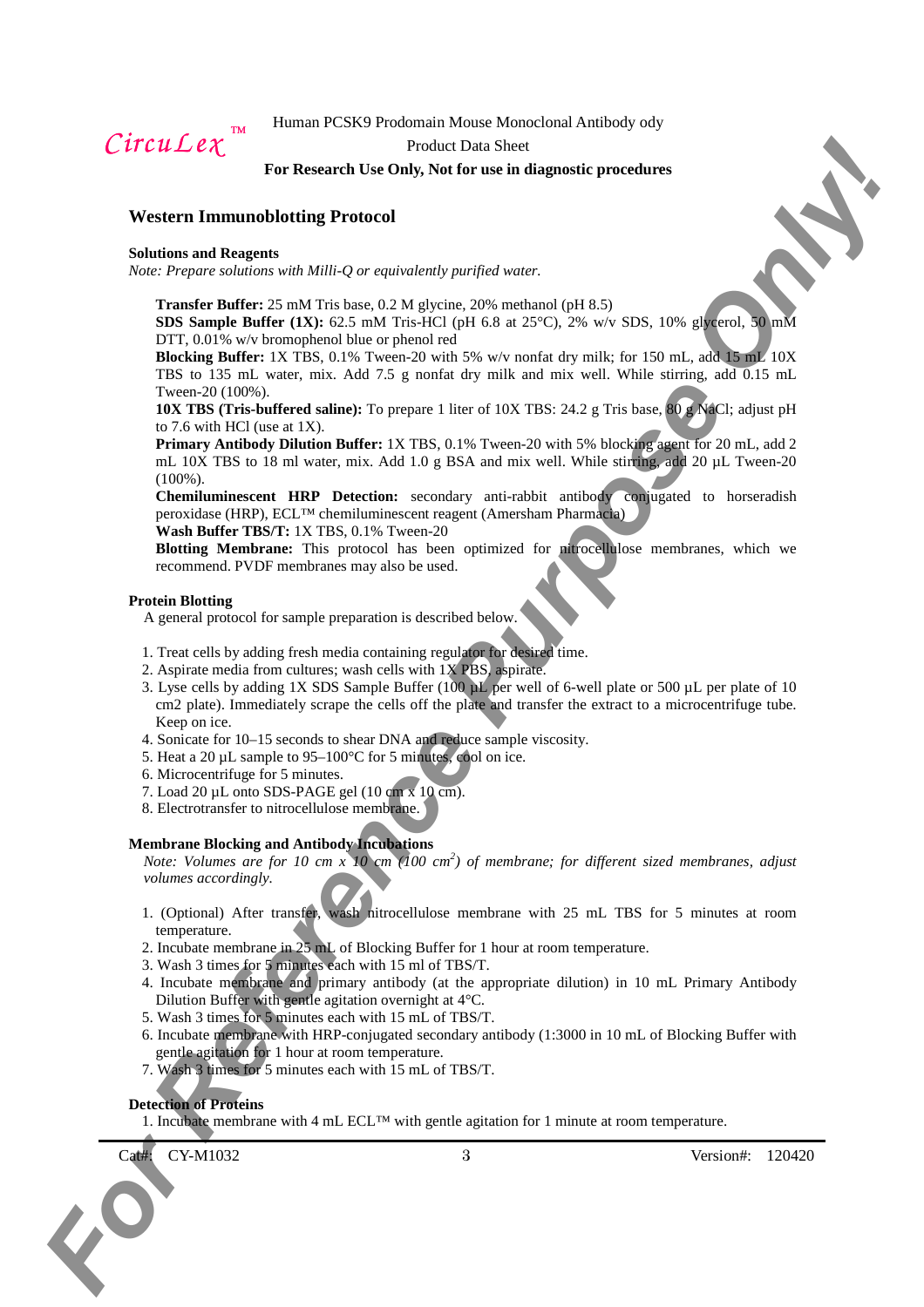## Western Immunoblotting Protocol

### Solutions and Reagents

*Note: Prepare solutions with Milli-Q or equivalently purified water.*

**Transfer Buffer:** 25 mM Tris base, 0.2 M glycine, 20% methanol (pH 8.5)
**SDS Sample Buffer (1X):** 62.5 mM Tris-HCl (pH 6.8 at 25°C), 2% w/v SDS, 10% glycerol, 50 mM DTT, 0.01% w/v bromophenol blue or phenol red
**Blocking Buffer:** 1X TBS, 0.1% Tween-20 with 5% w/v nonfat dry milk; for 150 mL, add 15 mL 10X TBS to 135 mL water, mix. Add 7.5 g nonfat dry milk and mix well. While stirring, add 0.15 mL Tween-20 (100%).
**10X TBS (Tris-buffered saline):** To prepare 1 liter of 10X TBS: 24.2 g Tris base, 80 g NaCl; adjust pH to 7.6 with HCl (use at 1X).
**Primary Antibody Dilution Buffer:** 1X TBS, 0.1% Tween-20 with 5% blocking agent for 20 mL, add 2 mL 10X TBS to 18 ml water, mix. Add 1.0 g BSA and mix well. While stirring, add 20 µL Tween-20 (100%).
**Chemiluminescent HRP Detection:** secondary anti-rabbit antibody conjugated to horseradish peroxidase (HRP), ECL™ chemiluminescent reagent (Amersham Pharmacia)
**Wash Buffer TBS/T:** 1X TBS, 0.1% Tween-20
**Blotting Membrane:** This protocol has been optimized for nitrocellulose membranes, which we recommend. PVDF membranes may also be used.

### Protein Blotting

A general protocol for sample preparation is described below.

1. Treat cells by adding fresh media containing regulator for desired time.
2. Aspirate media from cultures; wash cells with 1X PBS, aspirate.
3. Lyse cells by adding 1X SDS Sample Buffer (100 µL per well of 6-well plate or 500 µL per plate of 10 cm2 plate). Immediately scrape the cells off the plate and transfer the extract to a microcentrifuge tube. Keep on ice.
4. Sonicate for 10–15 seconds to shear DNA and reduce sample viscosity.
5. Heat a 20 µL sample to 95–100°C for 5 minutes, cool on ice.
6. Microcentrifuge for 5 minutes.
7. Load 20 µL onto SDS-PAGE gel (10 cm x 10 cm).
8. Electrotransfer to nitrocellulose membrane.

### Membrane Blocking and Antibody Incubations

*Note: Volumes are for 10 cm x 10 cm (100 cm$^2$) of membrane; for different sized membranes, adjust volumes accordingly.*

1. (Optional) After transfer, wash nitrocellulose membrane with 25 mL TBS for 5 minutes at room temperature.
2. Incubate membrane in 25 mL of Blocking Buffer for 1 hour at room temperature.
3. Wash 3 times for 5 minutes each with 15 ml of TBS/T.
4. Incubate membrane and primary antibody (at the appropriate dilution) in 10 mL Primary Antibody Dilution Buffer with gentle agitation overnight at 4°C.
5. Wash 3 times for 5 minutes each with 15 mL of TBS/T.
6. Incubate membrane with HRP-conjugated secondary antibody (1:3000 in 10 mL of Blocking Buffer with gentle agitation for 1 hour at room temperature.
7. Wash 3 times for 5 minutes each with 15 mL of TBS/T.

### Detection of Proteins

1. Incubate membrane with 4 mL ECL™ with gentle agitation for 1 minute at room temperature.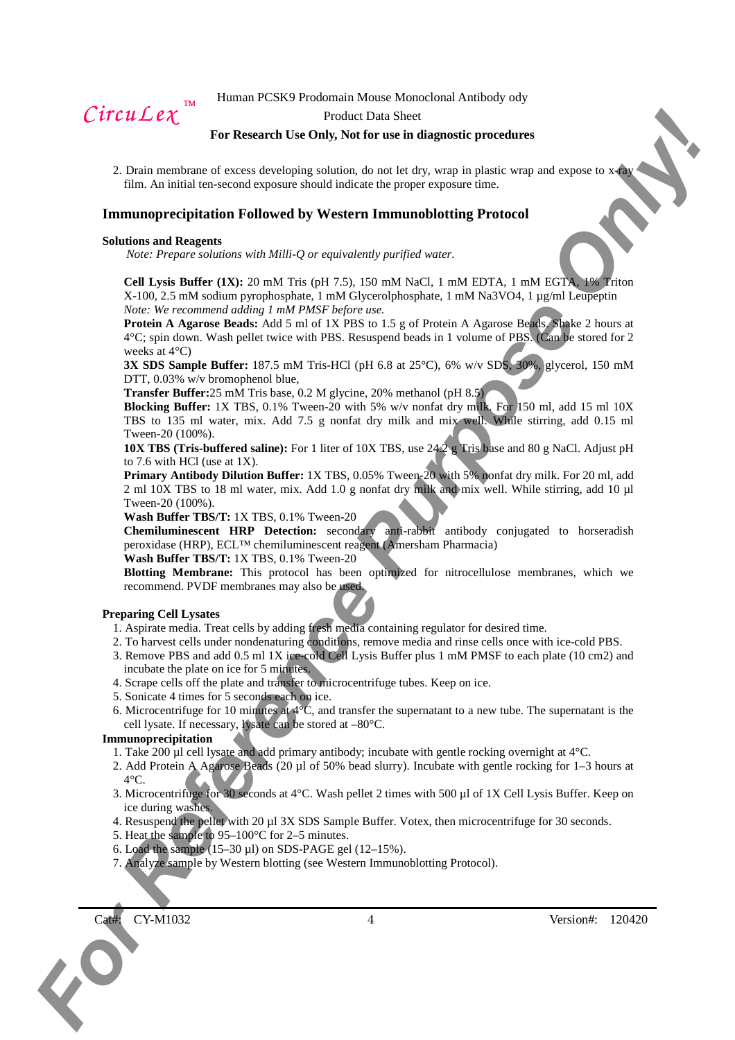2. Drain membrane of excess developing solution, do not let dry, wrap in plastic wrap and expose to x-ray film. An initial ten-second exposure should indicate the proper exposure time.

## Immunoprecipitation Followed by Western Immunoblotting Protocol

### Solutions and Reagents

*Note: Prepare solutions with Milli-Q or equivalently purified water.*

**Cell Lysis Buffer (1X):** 20 mM Tris (pH 7.5), 150 mM NaCl, 1 mM EDTA, 1 mM EGTA, 1% Triton X-100, 2.5 mM sodium pyrophosphate, 1 mM Glycerolphosphate, 1 mM $Na_3VO_4$, 1 µg/ml Leupeptin
*Note: We recommend adding 1 mM PMSF before use.*

**Protein A Agarose Beads:** Add 5 ml of 1X PBS to 1.5 g of Protein A Agarose Beads. Shake 2 hours at 4°C; spin down. Wash pellet twice with PBS. Resuspend beads in 1 volume of PBS. (Can be stored for 2 weeks at 4°C)

**3X SDS Sample Buffer:** 187.5 mM Tris-HCl (pH 6.8 at 25°C), 6% w/v SDS, 30% glycerol, 150 mM DTT, 0.03% w/v bromophenol blue,

**Transfer Buffer:**25 mM Tris base, 0.2 M glycine, 20% methanol (pH 8.5)

**Blocking Buffer:** 1X TBS, 0.1% Tween-20 with 5% w/v nonfat dry milk. For 150 ml, add 15 ml 10X TBS to 135 ml water, mix. Add 7.5 g nonfat dry milk and mix well. While stirring, add 0.15 ml Tween-20 (100%).

**10X TBS (Tris-buffered saline):** For 1 liter of 10X TBS, use 24.2 g Tris base and 80 g NaCl. Adjust pH to 7.6 with HCl (use at 1X).

**Primary Antibody Dilution Buffer:** 1X TBS, 0.05% Tween-20 with 5% nonfat dry milk. For 20 ml, add 2 ml 10X TBS to 18 ml water, mix. Add 1.0 g nonfat dry milk and mix well. While stirring, add 10 µl Tween-20 (100%).

**Wash Buffer TBS/T:** 1X TBS, 0.1% Tween-20

**Chemiluminescent HRP Detection:** secondary anti-rabbit antibody conjugated to horseradish peroxidase (HRP), ECL™ chemiluminescent reagent (Amersham Pharmacia)

**Wash Buffer TBS/T:** 1X TBS, 0.1% Tween-20

**Blotting Membrane:** This protocol has been optimized for nitrocellulose membranes, which we recommend. PVDF membranes may also be used.

### Preparing Cell Lysates

1. Aspirate media. Treat cells by adding fresh media containing regulator for desired time.
2. To harvest cells under nondenaturing conditions, remove media and rinse cells once with ice-cold PBS.
3. Remove PBS and add 0.5 ml 1X ice-cold Cell Lysis Buffer plus 1 mM PMSF to each plate (10 cm2) and incubate the plate on ice for 5 minutes.
4. Scrape cells off the plate and transfer to microcentrifuge tubes. Keep on ice.
5. Sonicate 4 times for 5 seconds each on ice.
6. Microcentrifuge for 10 minutes at 4°C, and transfer the supernatant to a new tube. The supernatant is the cell lysate. If necessary, lysate can be stored at –80°C.

### Immunoprecipitation

1. Take 200 µl cell lysate and add primary antibody; incubate with gentle rocking overnight at 4°C.
2. Add Protein A Agarose Beads (20 µl of 50% bead slurry). Incubate with gentle rocking for 1–3 hours at 4°C.
3. Microcentrifuge for 30 seconds at 4°C. Wash pellet 2 times with 500 µl of 1X Cell Lysis Buffer. Keep on ice during washes.
4. Resuspend the pellet with 20 µl 3X SDS Sample Buffer. Votex, then microcentrifuge for 30 seconds.
5. Heat the sample to 95–100°C for 2–5 minutes.
6. Load the sample (15–30 µl) on SDS-PAGE gel (12–15%).
7. Analyze sample by Western blotting (see Western Immunoblotting Protocol).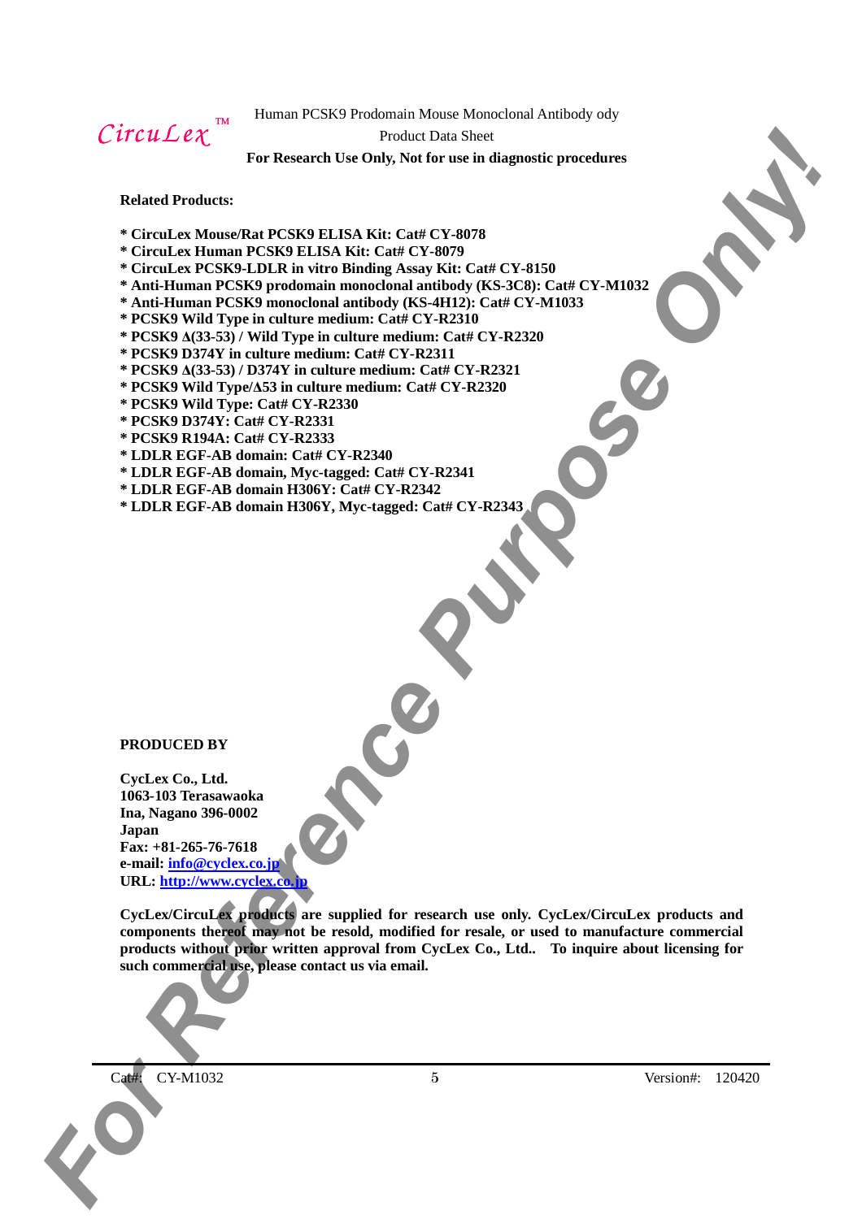**Related Products:**

* **CircuLex Mouse/Rat PCSK9 ELISA Kit: Cat# CY-8078**
* **CircuLex Human PCSK9 ELISA Kit: Cat# CY-8079**
* **CircuLex PCSK9-LDLR in vitro Binding Assay Kit: Cat# CY-8150**
* **Anti-Human PCSK9 prodomain monoclonal antibody (KS-3C8): Cat# CY-M1032**
* **Anti-Human PCSK9 monoclonal antibody (KS-4H12): Cat# CY-M1033**
* **PCSK9 Wild Type in culture medium: Cat# CY-R2310**
* **PCSK9 Δ(33-53) / Wild Type in culture medium: Cat# CY-R2320**
* **PCSK9 D374Y in culture medium: Cat# CY-R2311**
* **PCSK9 Δ(33-53) / D374Y in culture medium: Cat# CY-R2321**
* **PCSK9 Wild Type/Δ53 in culture medium: Cat# CY-R2320**
* **PCSK9 Wild Type: Cat# CY-R2330**
* **PCSK9 D374Y: Cat# CY-R2331**
* **PCSK9 R194A: Cat# CY-R2333**
* **LDLR EGF-AB domain: Cat# CY-R2340**
* **LDLR EGF-AB domain, Myc-tagged: Cat# CY-R2341**
* **LDLR EGF-AB domain H306Y: Cat# CY-R2342**
* **LDLR EGF-AB domain H306Y, Myc-tagged: Cat# CY-R2343**

**PRODUCED BY**

**CycLex Co., Ltd.**
**1063-103 Terasawaoka**
**Ina, Nagano 396-0002**
**Japan**
**Fax: +81-265-76-7618**
**e-mail: info@cyclex.co.jp**
**URL: http://www.cyclex.co.jp**

**CycLex/CircuLex products are supplied for research use only. CycLex/CircuLex products and components thereof may not be resold, modified for resale, or used to manufacture commercial products without prior written approval from CycLex Co., Ltd.. To inquire about licensing for such commercial use, please contact us via email.**